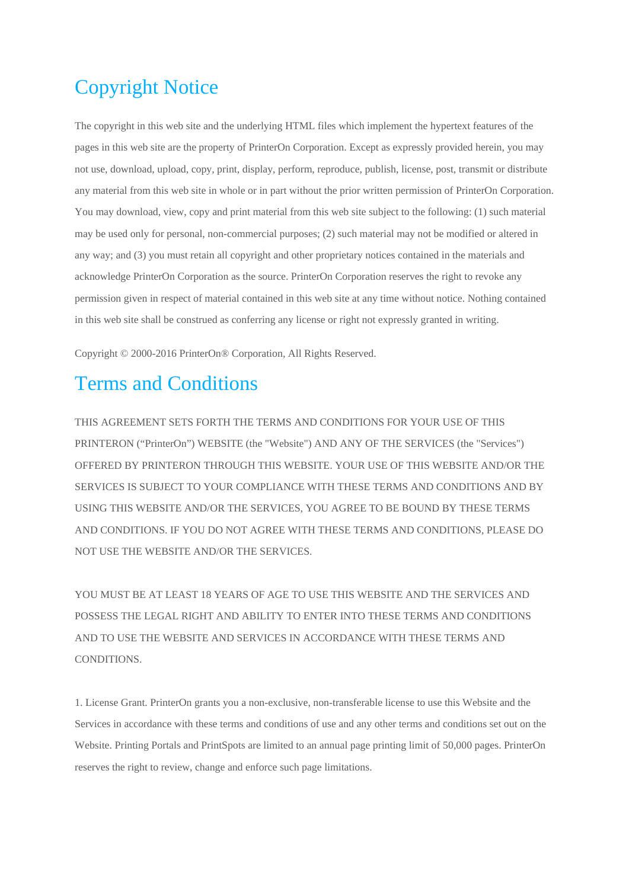# Copyright Notice

The copyright in this web site and the underlying HTML files which implement the hypertext features of the pages in this web site are the property of PrinterOn Corporation. Except as expressly provided herein, you may not use, download, upload, copy, print, display, perform, reproduce, publish, license, post, transmit or distribute any material from this web site in whole or in part without the prior written permission of PrinterOn Corporation. You may download, view, copy and print material from this web site subject to the following: (1) such material may be used only for personal, non-commercial purposes; (2) such material may not be modified or altered in any way; and (3) you must retain all copyright and other proprietary notices contained in the materials and acknowledge PrinterOn Corporation as the source. PrinterOn Corporation reserves the right to revoke any permission given in respect of material contained in this web site at any time without notice. Nothing contained in this web site shall be construed as conferring any license or right not expressly granted in writing.

Copyright © 2000-2016 PrinterOn® Corporation, All Rights Reserved.

# Terms and Conditions

THIS AGREEMENT SETS FORTH THE TERMS AND CONDITIONS FOR YOUR USE OF THIS PRINTERON (“PrinterOn”) WEBSITE (the "Website") AND ANY OF THE SERVICES (the "Services") OFFERED BY PRINTERON THROUGH THIS WEBSITE. YOUR USE OF THIS WEBSITE AND/OR THE SERVICES IS SUBJECT TO YOUR COMPLIANCE WITH THESE TERMS AND CONDITIONS AND BY USING THIS WEBSITE AND/OR THE SERVICES, YOU AGREE TO BE BOUND BY THESE TERMS AND CONDITIONS. IF YOU DO NOT AGREE WITH THESE TERMS AND CONDITIONS, PLEASE DO NOT USE THE WEBSITE AND/OR THE SERVICES.

YOU MUST BE AT LEAST 18 YEARS OF AGE TO USE THIS WEBSITE AND THE SERVICES AND POSSESS THE LEGAL RIGHT AND ABILITY TO ENTER INTO THESE TERMS AND CONDITIONS AND TO USE THE WEBSITE AND SERVICES IN ACCORDANCE WITH THESE TERMS AND CONDITIONS.

1. License Grant. PrinterOn grants you a non-exclusive, non-transferable license to use this Website and the Services in accordance with these terms and conditions of use and any other terms and conditions set out on the Website. Printing Portals and PrintSpots are limited to an annual page printing limit of 50,000 pages. PrinterOn reserves the right to review, change and enforce such page limitations.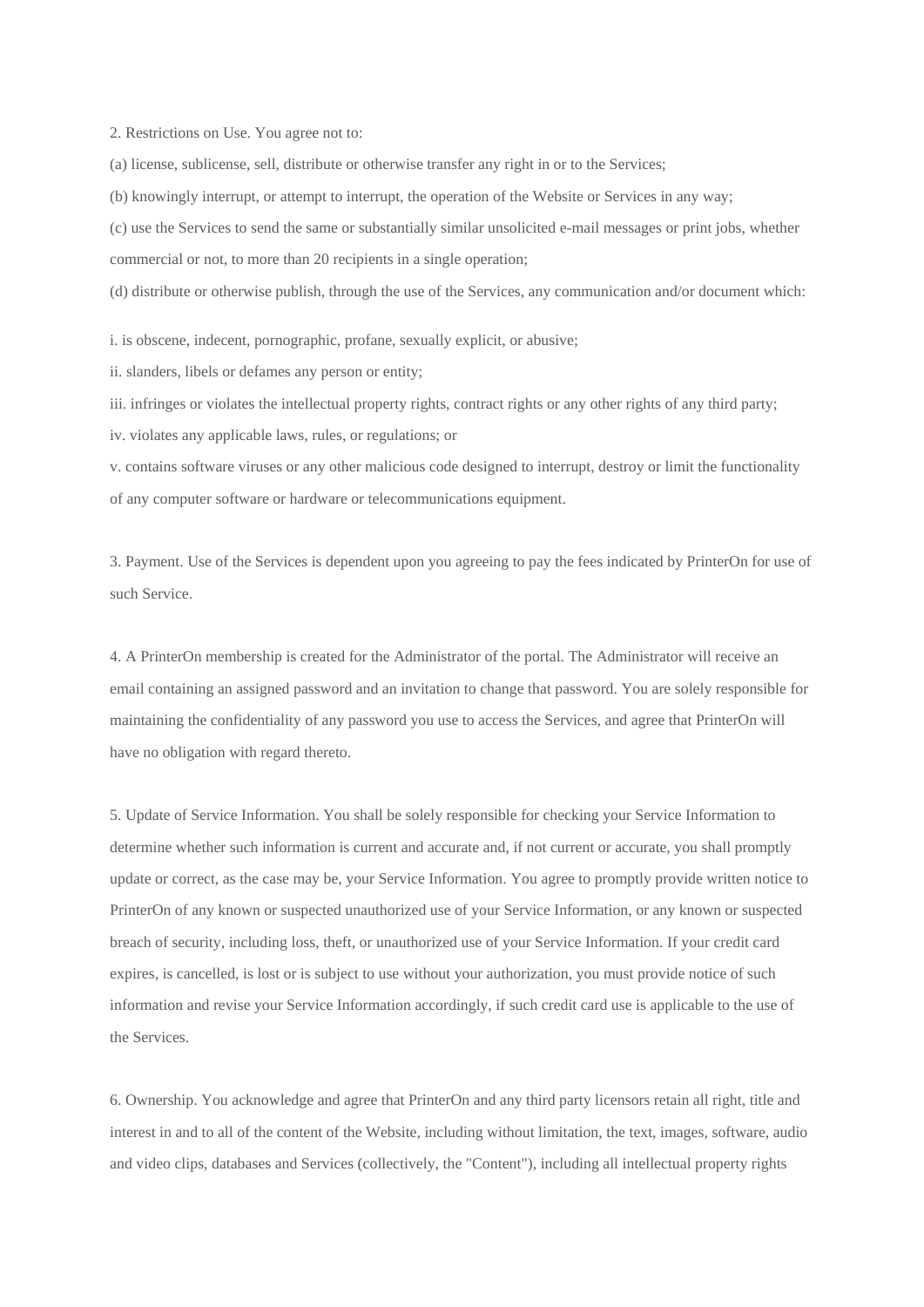2. Restrictions on Use. You agree not to:

(a) license, sublicense, sell, distribute or otherwise transfer any right in or to the Services;

(b) knowingly interrupt, or attempt to interrupt, the operation of the Website or Services in any way;

(c) use the Services to send the same or substantially similar unsolicited e-mail messages or print jobs, whether commercial or not, to more than 20 recipients in a single operation;

(d) distribute or otherwise publish, through the use of the Services, any communication and/or document which:

i. is obscene, indecent, pornographic, profane, sexually explicit, or abusive;

ii. slanders, libels or defames any person or entity;

iii. infringes or violates the intellectual property rights, contract rights or any other rights of any third party;

iv. violates any applicable laws, rules, or regulations; or

v. contains software viruses or any other malicious code designed to interrupt, destroy or limit the functionality of any computer software or hardware or telecommunications equipment.

3. Payment. Use of the Services is dependent upon you agreeing to pay the fees indicated by PrinterOn for use of such Service.

4. A PrinterOn membership is created for the Administrator of the portal. The Administrator will receive an email containing an assigned password and an invitation to change that password. You are solely responsible for maintaining the confidentiality of any password you use to access the Services, and agree that PrinterOn will have no obligation with regard thereto.

5. Update of Service Information. You shall be solely responsible for checking your Service Information to determine whether such information is current and accurate and, if not current or accurate, you shall promptly update or correct, as the case may be, your Service Information. You agree to promptly provide written notice to PrinterOn of any known or suspected unauthorized use of your Service Information, or any known or suspected breach of security, including loss, theft, or unauthorized use of your Service Information. If your credit card expires, is cancelled, is lost or is subject to use without your authorization, you must provide notice of such information and revise your Service Information accordingly, if such credit card use is applicable to the use of the Services.

6. Ownership. You acknowledge and agree that PrinterOn and any third party licensors retain all right, title and interest in and to all of the content of the Website, including without limitation, the text, images, software, audio and video clips, databases and Services (collectively, the "Content"), including all intellectual property rights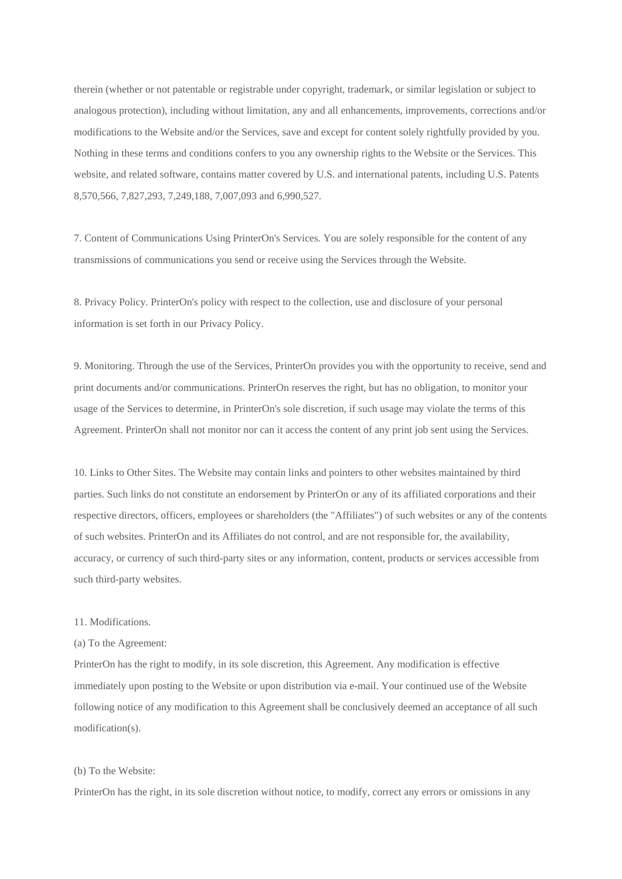therein (whether or not patentable or registrable under copyright, trademark, or similar legislation or subject to analogous protection), including without limitation, any and all enhancements, improvements, corrections and/or modifications to the Website and/or the Services, save and except for content solely rightfully provided by you. Nothing in these terms and conditions confers to you any ownership rights to the Website or the Services. This website, and related software, contains matter covered by U.S. and international patents, including U.S. Patents 8,570,566, 7,827,293, 7,249,188, 7,007,093 and 6,990,527.

7. Content of Communications Using PrinterOn's Services. You are solely responsible for the content of any transmissions of communications you send or receive using the Services through the Website.

8. Privacy Policy. PrinterOn's policy with respect to the collection, use and disclosure of your personal information is set forth in our Privacy Policy.

9. Monitoring. Through the use of the Services, PrinterOn provides you with the opportunity to receive, send and print documents and/or communications. PrinterOn reserves the right, but has no obligation, to monitor your usage of the Services to determine, in PrinterOn's sole discretion, if such usage may violate the terms of this Agreement. PrinterOn shall not monitor nor can it access the content of any print job sent using the Services.

10. Links to Other Sites. The Website may contain links and pointers to other websites maintained by third parties. Such links do not constitute an endorsement by PrinterOn or any of its affiliated corporations and their respective directors, officers, employees or shareholders (the "Affiliates") of such websites or any of the contents of such websites. PrinterOn and its Affiliates do not control, and are not responsible for, the availability, accuracy, or currency of such third-party sites or any information, content, products or services accessible from such third-party websites.

11. Modifications.

(a) To the Agreement:

PrinterOn has the right to modify, in its sole discretion, this Agreement. Any modification is effective immediately upon posting to the Website or upon distribution via e-mail. Your continued use of the Website following notice of any modification to this Agreement shall be conclusively deemed an acceptance of all such modification(s).

(b) To the Website:

PrinterOn has the right, in its sole discretion without notice, to modify, correct any errors or omissions in any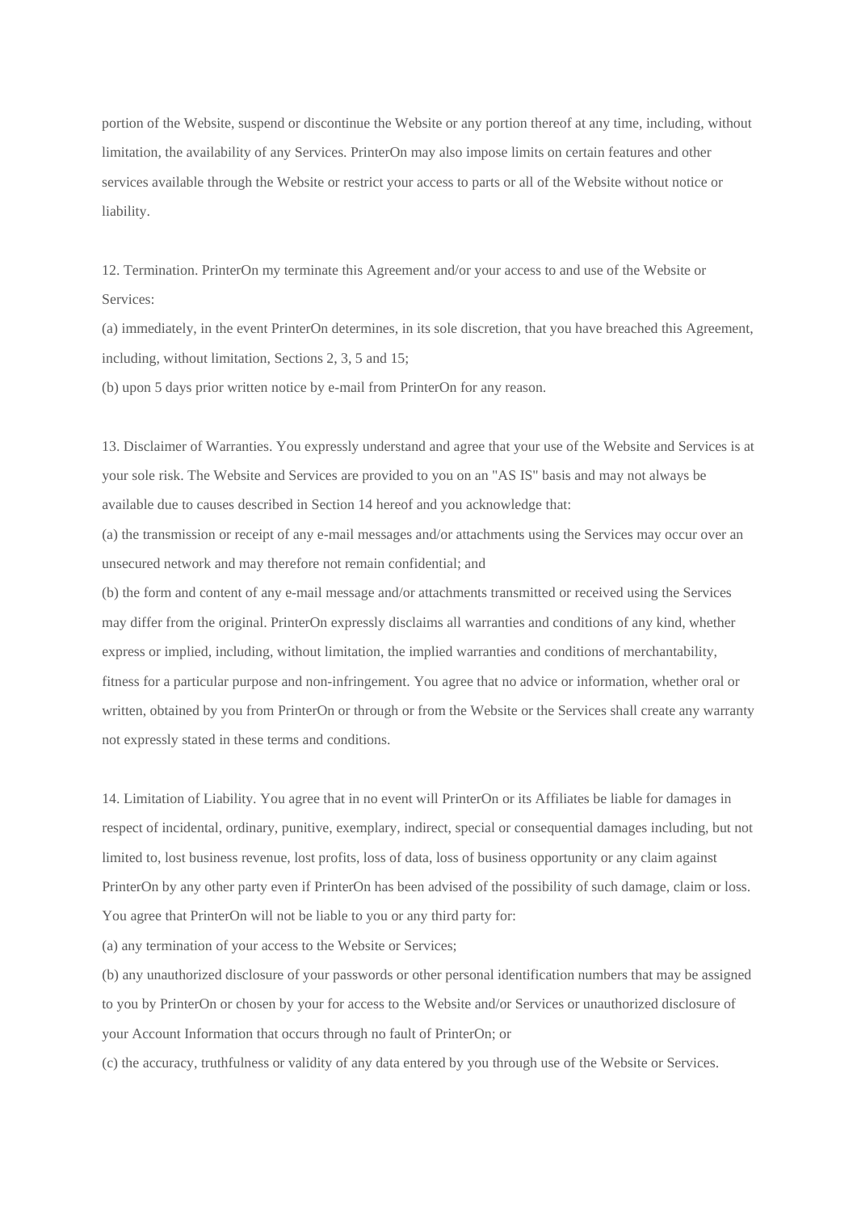portion of the Website, suspend or discontinue the Website or any portion thereof at any time, including, without limitation, the availability of any Services. PrinterOn may also impose limits on certain features and other services available through the Website or restrict your access to parts or all of the Website without notice or liability.

12. Termination. PrinterOn my terminate this Agreement and/or your access to and use of the Website or Services:

(a) immediately, in the event PrinterOn determines, in its sole discretion, that you have breached this Agreement, including, without limitation, Sections 2, 3, 5 and 15;

(b) upon 5 days prior written notice by e-mail from PrinterOn for any reason.

13. Disclaimer of Warranties. You expressly understand and agree that your use of the Website and Services is at your sole risk. The Website and Services are provided to you on an "AS IS" basis and may not always be available due to causes described in Section 14 hereof and you acknowledge that:

(a) the transmission or receipt of any e-mail messages and/or attachments using the Services may occur over an unsecured network and may therefore not remain confidential; and

(b) the form and content of any e-mail message and/or attachments transmitted or received using the Services may differ from the original. PrinterOn expressly disclaims all warranties and conditions of any kind, whether express or implied, including, without limitation, the implied warranties and conditions of merchantability, fitness for a particular purpose and non-infringement. You agree that no advice or information, whether oral or written, obtained by you from PrinterOn or through or from the Website or the Services shall create any warranty not expressly stated in these terms and conditions.

14. Limitation of Liability. You agree that in no event will PrinterOn or its Affiliates be liable for damages in respect of incidental, ordinary, punitive, exemplary, indirect, special or consequential damages including, but not limited to, lost business revenue, lost profits, loss of data, loss of business opportunity or any claim against PrinterOn by any other party even if PrinterOn has been advised of the possibility of such damage, claim or loss. You agree that PrinterOn will not be liable to you or any third party for:

(a) any termination of your access to the Website or Services;

(b) any unauthorized disclosure of your passwords or other personal identification numbers that may be assigned to you by PrinterOn or chosen by your for access to the Website and/or Services or unauthorized disclosure of your Account Information that occurs through no fault of PrinterOn; or

(c) the accuracy, truthfulness or validity of any data entered by you through use of the Website or Services.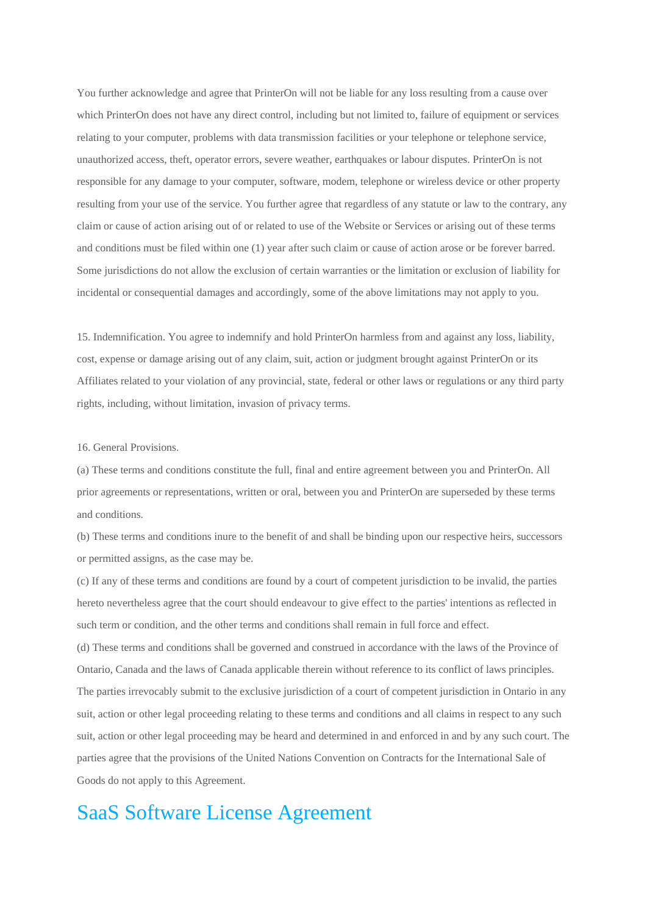You further acknowledge and agree that PrinterOn will not be liable for any loss resulting from a cause over which PrinterOn does not have any direct control, including but not limited to, failure of equipment or services relating to your computer, problems with data transmission facilities or your telephone or telephone service, unauthorized access, theft, operator errors, severe weather, earthquakes or labour disputes. PrinterOn is not responsible for any damage to your computer, software, modem, telephone or wireless device or other property resulting from your use of the service. You further agree that regardless of any statute or law to the contrary, any claim or cause of action arising out of or related to use of the Website or Services or arising out of these terms and conditions must be filed within one (1) year after such claim or cause of action arose or be forever barred. Some jurisdictions do not allow the exclusion of certain warranties or the limitation or exclusion of liability for incidental or consequential damages and accordingly, some of the above limitations may not apply to you.

15. Indemnification. You agree to indemnify and hold PrinterOn harmless from and against any loss, liability, cost, expense or damage arising out of any claim, suit, action or judgment brought against PrinterOn or its Affiliates related to your violation of any provincial, state, federal or other laws or regulations or any third party rights, including, without limitation, invasion of privacy terms.

16. General Provisions.

(a) These terms and conditions constitute the full, final and entire agreement between you and PrinterOn. All prior agreements or representations, written or oral, between you and PrinterOn are superseded by these terms and conditions.

(b) These terms and conditions inure to the benefit of and shall be binding upon our respective heirs, successors or permitted assigns, as the case may be.

(c) If any of these terms and conditions are found by a court of competent jurisdiction to be invalid, the parties hereto nevertheless agree that the court should endeavour to give effect to the parties' intentions as reflected in such term or condition, and the other terms and conditions shall remain in full force and effect.

(d) These terms and conditions shall be governed and construed in accordance with the laws of the Province of Ontario, Canada and the laws of Canada applicable therein without reference to its conflict of laws principles. The parties irrevocably submit to the exclusive jurisdiction of a court of competent jurisdiction in Ontario in any suit, action or other legal proceeding relating to these terms and conditions and all claims in respect to any such suit, action or other legal proceeding may be heard and determined in and enforced in and by any such court. The parties agree that the provisions of the United Nations Convention on Contracts for the International Sale of Goods do not apply to this Agreement.

# SaaS Software License Agreement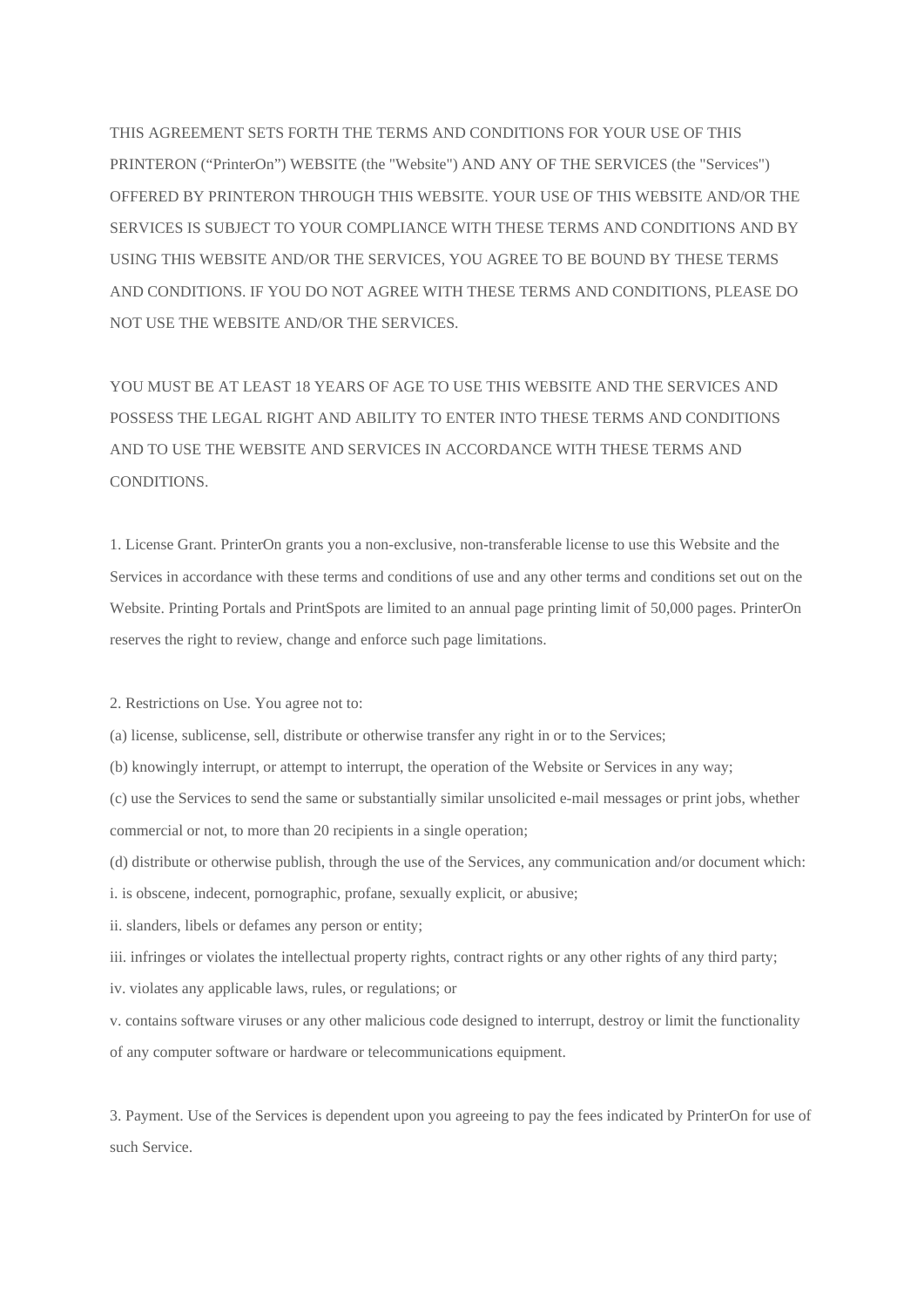THIS AGREEMENT SETS FORTH THE TERMS AND CONDITIONS FOR YOUR USE OF THIS PRINTERON ("PrinterOn") WEBSITE (the "Website") AND ANY OF THE SERVICES (the "Services") OFFERED BY PRINTERON THROUGH THIS WEBSITE. YOUR USE OF THIS WEBSITE AND/OR THE SERVICES IS SUBJECT TO YOUR COMPLIANCE WITH THESE TERMS AND CONDITIONS AND BY USING THIS WEBSITE AND/OR THE SERVICES, YOU AGREE TO BE BOUND BY THESE TERMS AND CONDITIONS. IF YOU DO NOT AGREE WITH THESE TERMS AND CONDITIONS, PLEASE DO NOT USE THE WEBSITE AND/OR THE SERVICES.

YOU MUST BE AT LEAST 18 YEARS OF AGE TO USE THIS WEBSITE AND THE SERVICES AND POSSESS THE LEGAL RIGHT AND ABILITY TO ENTER INTO THESE TERMS AND CONDITIONS AND TO USE THE WEBSITE AND SERVICES IN ACCORDANCE WITH THESE TERMS AND CONDITIONS.

1. License Grant. PrinterOn grants you a non-exclusive, non-transferable license to use this Website and the Services in accordance with these terms and conditions of use and any other terms and conditions set out on the Website. Printing Portals and PrintSpots are limited to an annual page printing limit of 50,000 pages. PrinterOn reserves the right to review, change and enforce such page limitations.

2. Restrictions on Use. You agree not to:

(a) license, sublicense, sell, distribute or otherwise transfer any right in or to the Services;

(b) knowingly interrupt, or attempt to interrupt, the operation of the Website or Services in any way;

(c) use the Services to send the same or substantially similar unsolicited e-mail messages or print jobs, whether commercial or not, to more than 20 recipients in a single operation;

(d) distribute or otherwise publish, through the use of the Services, any communication and/or document which:

i. is obscene, indecent, pornographic, profane, sexually explicit, or abusive;

ii. slanders, libels or defames any person or entity;

iii. infringes or violates the intellectual property rights, contract rights or any other rights of any third party;

iv. violates any applicable laws, rules, or regulations; or

v. contains software viruses or any other malicious code designed to interrupt, destroy or limit the functionality of any computer software or hardware or telecommunications equipment.

3. Payment. Use of the Services is dependent upon you agreeing to pay the fees indicated by PrinterOn for use of such Service.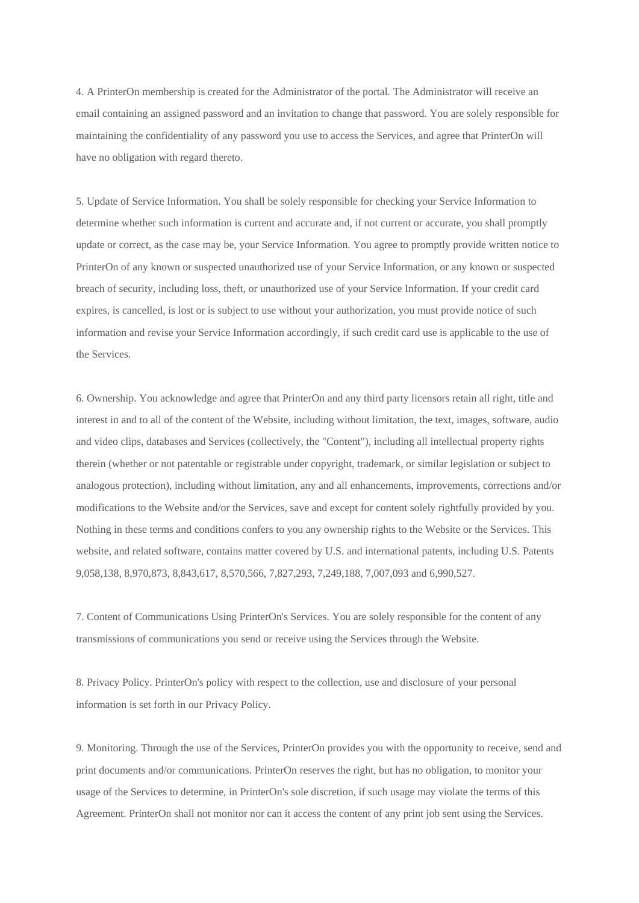4. A PrinterOn membership is created for the Administrator of the portal. The Administrator will receive an email containing an assigned password and an invitation to change that password. You are solely responsible for maintaining the confidentiality of any password you use to access the Services, and agree that PrinterOn will have no obligation with regard thereto.

5. Update of Service Information. You shall be solely responsible for checking your Service Information to determine whether such information is current and accurate and, if not current or accurate, you shall promptly update or correct, as the case may be, your Service Information. You agree to promptly provide written notice to PrinterOn of any known or suspected unauthorized use of your Service Information, or any known or suspected breach of security, including loss, theft, or unauthorized use of your Service Information. If your credit card expires, is cancelled, is lost or is subject to use without your authorization, you must provide notice of such information and revise your Service Information accordingly, if such credit card use is applicable to the use of the Services.

6. Ownership. You acknowledge and agree that PrinterOn and any third party licensors retain all right, title and interest in and to all of the content of the Website, including without limitation, the text, images, software, audio and video clips, databases and Services (collectively, the "Content"), including all intellectual property rights therein (whether or not patentable or registrable under copyright, trademark, or similar legislation or subject to analogous protection), including without limitation, any and all enhancements, improvements, corrections and/or modifications to the Website and/or the Services, save and except for content solely rightfully provided by you. Nothing in these terms and conditions confers to you any ownership rights to the Website or the Services. This website, and related software, contains matter covered by U.S. and international patents, including U.S. Patents 9,058,138, 8,970,873, 8,843,617, 8,570,566, 7,827,293, 7,249,188, 7,007,093 and 6,990,527.

7. Content of Communications Using PrinterOn's Services. You are solely responsible for the content of any transmissions of communications you send or receive using the Services through the Website.

8. Privacy Policy. PrinterOn's policy with respect to the collection, use and disclosure of your personal information is set forth in our Privacy Policy.

9. Monitoring. Through the use of the Services, PrinterOn provides you with the opportunity to receive, send and print documents and/or communications. PrinterOn reserves the right, but has no obligation, to monitor your usage of the Services to determine, in PrinterOn's sole discretion, if such usage may violate the terms of this Agreement. PrinterOn shall not monitor nor can it access the content of any print job sent using the Services.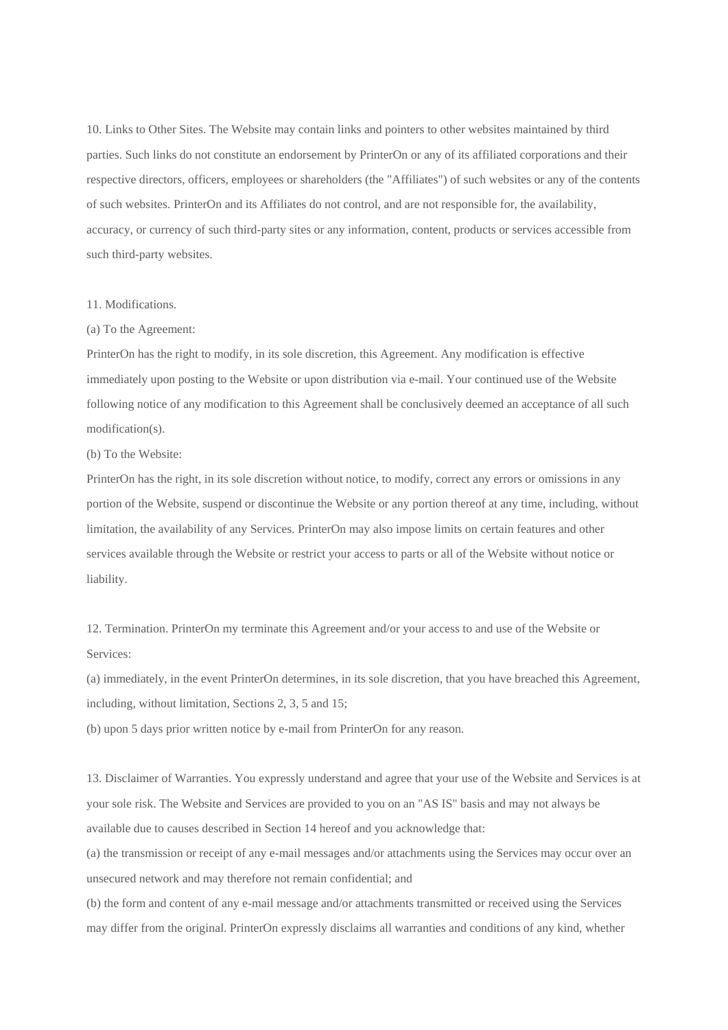10. Links to Other Sites. The Website may contain links and pointers to other websites maintained by third parties. Such links do not constitute an endorsement by PrinterOn or any of its affiliated corporations and their respective directors, officers, employees or shareholders (the "Affiliates") of such websites or any of the contents of such websites. PrinterOn and its Affiliates do not control, and are not responsible for, the availability, accuracy, or currency of such third-party sites or any information, content, products or services accessible from such third-party websites.

11. Modifications.

(a) To the Agreement:

PrinterOn has the right to modify, in its sole discretion, this Agreement. Any modification is effective immediately upon posting to the Website or upon distribution via e-mail. Your continued use of the Website following notice of any modification to this Agreement shall be conclusively deemed an acceptance of all such modification(s).

(b) To the Website:

PrinterOn has the right, in its sole discretion without notice, to modify, correct any errors or omissions in any portion of the Website, suspend or discontinue the Website or any portion thereof at any time, including, without limitation, the availability of any Services. PrinterOn may also impose limits on certain features and other services available through the Website or restrict your access to parts or all of the Website without notice or liability.

12. Termination. PrinterOn my terminate this Agreement and/or your access to and use of the Website or Services:

(a) immediately, in the event PrinterOn determines, in its sole discretion, that you have breached this Agreement, including, without limitation, Sections 2, 3, 5 and 15;

(b) upon 5 days prior written notice by e-mail from PrinterOn for any reason.

13. Disclaimer of Warranties. You expressly understand and agree that your use of the Website and Services is at your sole risk. The Website and Services are provided to you on an "AS IS" basis and may not always be available due to causes described in Section 14 hereof and you acknowledge that:

(a) the transmission or receipt of any e-mail messages and/or attachments using the Services may occur over an unsecured network and may therefore not remain confidential; and

(b) the form and content of any e-mail message and/or attachments transmitted or received using the Services may differ from the original. PrinterOn expressly disclaims all warranties and conditions of any kind, whether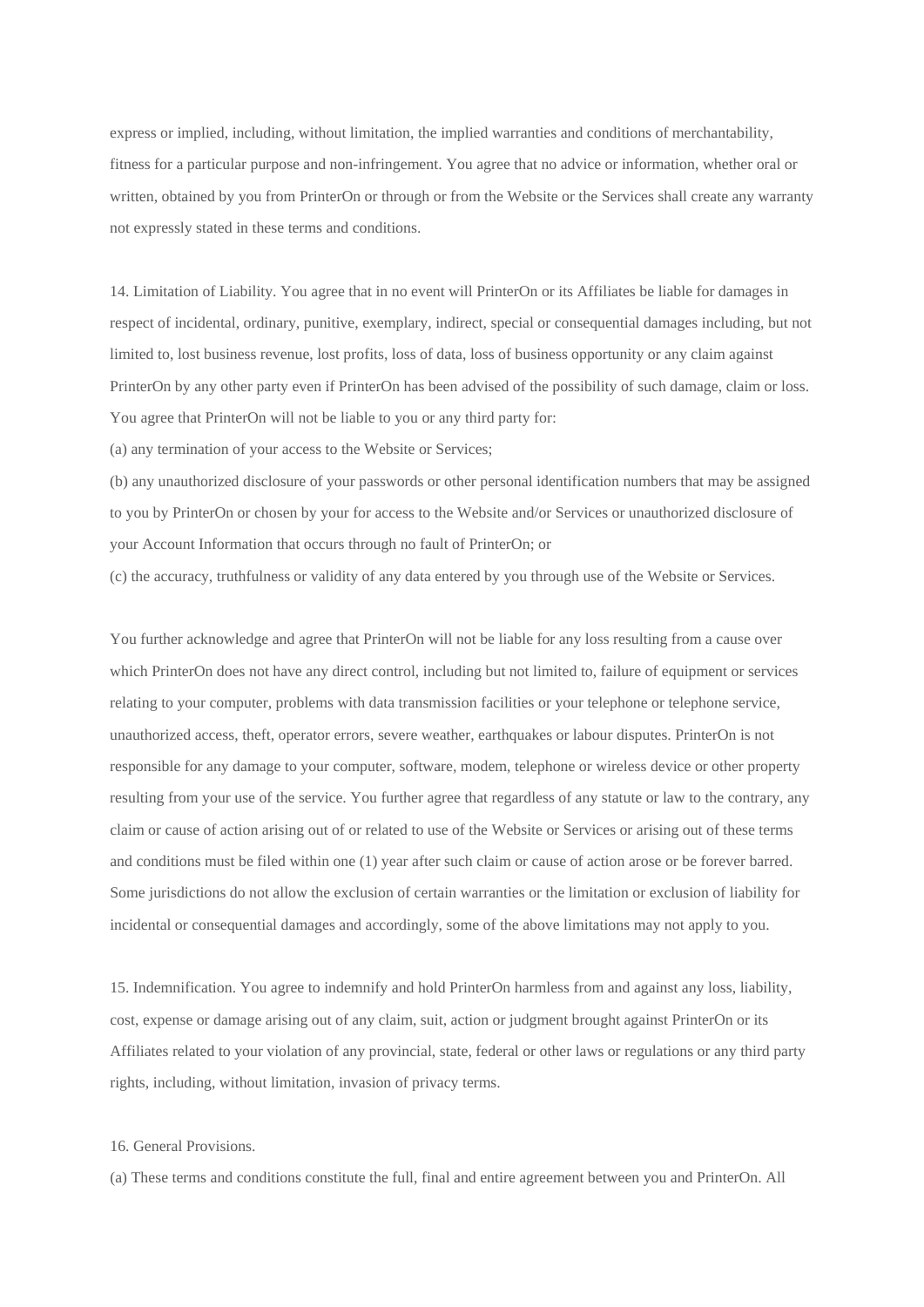express or implied, including, without limitation, the implied warranties and conditions of merchantability, fitness for a particular purpose and non-infringement. You agree that no advice or information, whether oral or written, obtained by you from PrinterOn or through or from the Website or the Services shall create any warranty not expressly stated in these terms and conditions.

14. Limitation of Liability. You agree that in no event will PrinterOn or its Affiliates be liable for damages in respect of incidental, ordinary, punitive, exemplary, indirect, special or consequential damages including, but not limited to, lost business revenue, lost profits, loss of data, loss of business opportunity or any claim against PrinterOn by any other party even if PrinterOn has been advised of the possibility of such damage, claim or loss. You agree that PrinterOn will not be liable to you or any third party for:

(a) any termination of your access to the Website or Services;

(b) any unauthorized disclosure of your passwords or other personal identification numbers that may be assigned to you by PrinterOn or chosen by your for access to the Website and/or Services or unauthorized disclosure of your Account Information that occurs through no fault of PrinterOn; or

(c) the accuracy, truthfulness or validity of any data entered by you through use of the Website or Services.

You further acknowledge and agree that PrinterOn will not be liable for any loss resulting from a cause over which PrinterOn does not have any direct control, including but not limited to, failure of equipment or services relating to your computer, problems with data transmission facilities or your telephone or telephone service, unauthorized access, theft, operator errors, severe weather, earthquakes or labour disputes. PrinterOn is not responsible for any damage to your computer, software, modem, telephone or wireless device or other property resulting from your use of the service. You further agree that regardless of any statute or law to the contrary, any claim or cause of action arising out of or related to use of the Website or Services or arising out of these terms and conditions must be filed within one (1) year after such claim or cause of action arose or be forever barred. Some jurisdictions do not allow the exclusion of certain warranties or the limitation or exclusion of liability for incidental or consequential damages and accordingly, some of the above limitations may not apply to you.

15. Indemnification. You agree to indemnify and hold PrinterOn harmless from and against any loss, liability, cost, expense or damage arising out of any claim, suit, action or judgment brought against PrinterOn or its Affiliates related to your violation of any provincial, state, federal or other laws or regulations or any third party rights, including, without limitation, invasion of privacy terms.

16. General Provisions.

(a) These terms and conditions constitute the full, final and entire agreement between you and PrinterOn. All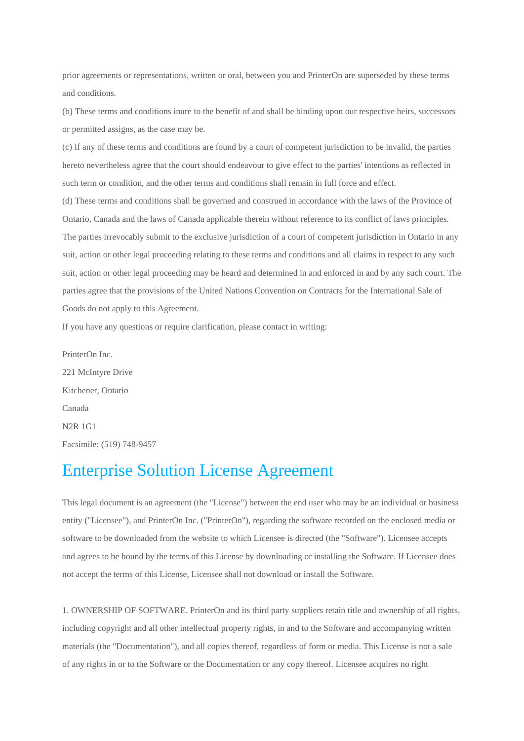prior agreements or representations, written or oral, between you and PrinterOn are superseded by these terms and conditions.

(b) These terms and conditions inure to the benefit of and shall be binding upon our respective heirs, successors or permitted assigns, as the case may be.

(c) If any of these terms and conditions are found by a court of competent jurisdiction to be invalid, the parties hereto nevertheless agree that the court should endeavour to give effect to the parties' intentions as reflected in such term or condition, and the other terms and conditions shall remain in full force and effect.

(d) These terms and conditions shall be governed and construed in accordance with the laws of the Province of Ontario, Canada and the laws of Canada applicable therein without reference to its conflict of laws principles. The parties irrevocably submit to the exclusive jurisdiction of a court of competent jurisdiction in Ontario in any suit, action or other legal proceeding relating to these terms and conditions and all claims in respect to any such suit, action or other legal proceeding may be heard and determined in and enforced in and by any such court. The parties agree that the provisions of the United Nations Convention on Contracts for the International Sale of Goods do not apply to this Agreement.

If you have any questions or require clarification, please contact in writing:

PrinterOn Inc.
221 McIntyre Drive
Kitchener, Ontario
Canada
N2R 1G1
Facsimile: (519) 748-9457

# Enterprise Solution License Agreement

This legal document is an agreement (the "License") between the end user who may be an individual or business entity ("Licensee"), and PrinterOn Inc. ("PrinterOn"), regarding the software recorded on the enclosed media or software to be downloaded from the website to which Licensee is directed (the "Software"). Licensee accepts and agrees to be bound by the terms of this License by downloading or installing the Software. If Licensee does not accept the terms of this License, Licensee shall not download or install the Software.

1. OWNERSHIP OF SOFTWARE. PrinterOn and its third party suppliers retain title and ownership of all rights, including copyright and all other intellectual property rights, in and to the Software and accompanying written materials (the "Documentation"), and all copies thereof, regardless of form or media. This License is not a sale of any rights in or to the Software or the Documentation or any copy thereof. Licensee acquires no right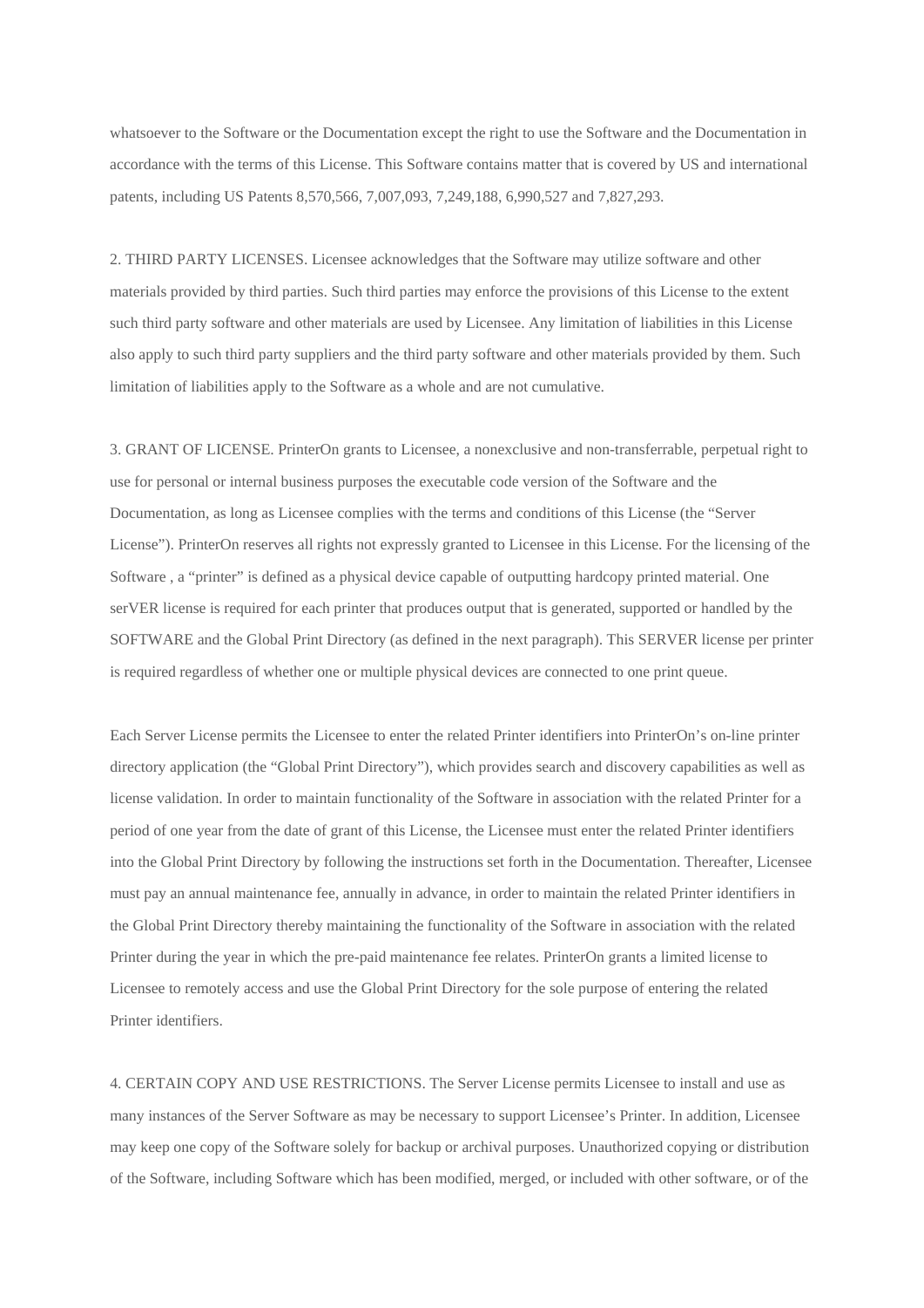whatsoever to the Software or the Documentation except the right to use the Software and the Documentation in accordance with the terms of this License. This Software contains matter that is covered by US and international patents, including US Patents 8,570,566, 7,007,093, 7,249,188, 6,990,527 and 7,827,293.

2. THIRD PARTY LICENSES. Licensee acknowledges that the Software may utilize software and other materials provided by third parties. Such third parties may enforce the provisions of this License to the extent such third party software and other materials are used by Licensee. Any limitation of liabilities in this License also apply to such third party suppliers and the third party software and other materials provided by them. Such limitation of liabilities apply to the Software as a whole and are not cumulative.

3. GRANT OF LICENSE. PrinterOn grants to Licensee, a nonexclusive and non-transferrable, perpetual right to use for personal or internal business purposes the executable code version of the Software and the Documentation, as long as Licensee complies with the terms and conditions of this License (the “Server License”). PrinterOn reserves all rights not expressly granted to Licensee in this License. For the licensing of the Software , a “printer” is defined as a physical device capable of outputting hardcopy printed material. One serVER license is required for each printer that produces output that is generated, supported or handled by the SOFTWARE and the Global Print Directory (as defined in the next paragraph). This SERVER license per printer is required regardless of whether one or multiple physical devices are connected to one print queue.

Each Server License permits the Licensee to enter the related Printer identifiers into PrinterOn’s on-line printer directory application (the “Global Print Directory”), which provides search and discovery capabilities as well as license validation. In order to maintain functionality of the Software in association with the related Printer for a period of one year from the date of grant of this License, the Licensee must enter the related Printer identifiers into the Global Print Directory by following the instructions set forth in the Documentation. Thereafter, Licensee must pay an annual maintenance fee, annually in advance, in order to maintain the related Printer identifiers in the Global Print Directory thereby maintaining the functionality of the Software in association with the related Printer during the year in which the pre-paid maintenance fee relates. PrinterOn grants a limited license to Licensee to remotely access and use the Global Print Directory for the sole purpose of entering the related Printer identifiers.

4. CERTAIN COPY AND USE RESTRICTIONS. The Server License permits Licensee to install and use as many instances of the Server Software as may be necessary to support Licensee’s Printer. In addition, Licensee may keep one copy of the Software solely for backup or archival purposes. Unauthorized copying or distribution of the Software, including Software which has been modified, merged, or included with other software, or of the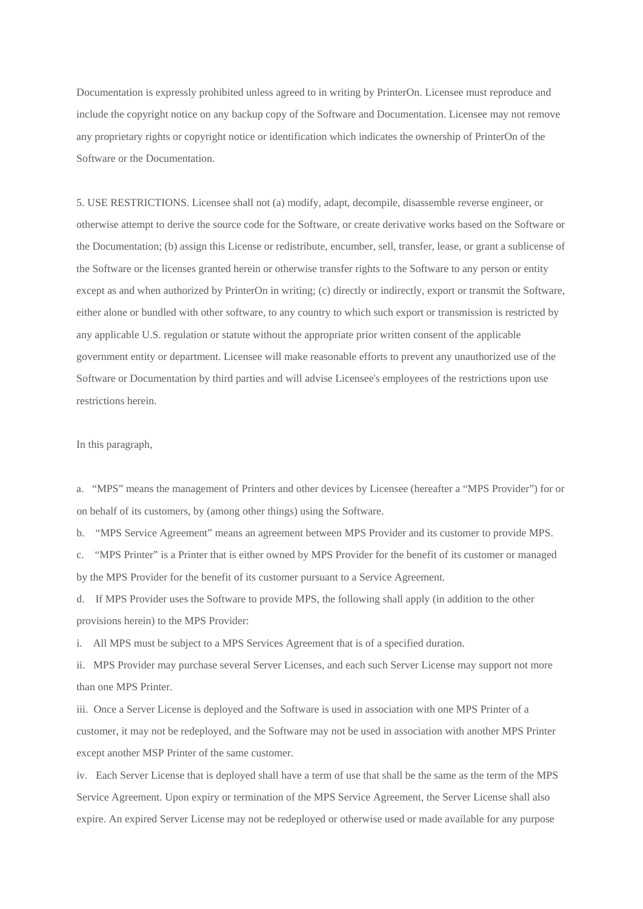Documentation is expressly prohibited unless agreed to in writing by PrinterOn. Licensee must reproduce and include the copyright notice on any backup copy of the Software and Documentation. Licensee may not remove any proprietary rights or copyright notice or identification which indicates the ownership of PrinterOn of the Software or the Documentation.

5. USE RESTRICTIONS. Licensee shall not (a) modify, adapt, decompile, disassemble reverse engineer, or otherwise attempt to derive the source code for the Software, or create derivative works based on the Software or the Documentation; (b) assign this License or redistribute, encumber, sell, transfer, lease, or grant a sublicense of the Software or the licenses granted herein or otherwise transfer rights to the Software to any person or entity except as and when authorized by PrinterOn in writing; (c) directly or indirectly, export or transmit the Software, either alone or bundled with other software, to any country to which such export or transmission is restricted by any applicable U.S. regulation or statute without the appropriate prior written consent of the applicable government entity or department. Licensee will make reasonable efforts to prevent any unauthorized use of the Software or Documentation by third parties and will advise Licensee's employees of the restrictions upon use restrictions herein.

In this paragraph,

a. "MPS" means the management of Printers and other devices by Licensee (hereafter a "MPS Provider") for or on behalf of its customers, by (among other things) using the Software.

b. "MPS Service Agreement" means an agreement between MPS Provider and its customer to provide MPS.

c. "MPS Printer" is a Printer that is either owned by MPS Provider for the benefit of its customer or managed by the MPS Provider for the benefit of its customer pursuant to a Service Agreement.

d. If MPS Provider uses the Software to provide MPS, the following shall apply (in addition to the other provisions herein) to the MPS Provider:

i. All MPS must be subject to a MPS Services Agreement that is of a specified duration.

ii. MPS Provider may purchase several Server Licenses, and each such Server License may support not more than one MPS Printer.

iii. Once a Server License is deployed and the Software is used in association with one MPS Printer of a customer, it may not be redeployed, and the Software may not be used in association with another MPS Printer except another MSP Printer of the same customer.

iv. Each Server License that is deployed shall have a term of use that shall be the same as the term of the MPS Service Agreement. Upon expiry or termination of the MPS Service Agreement, the Server License shall also expire. An expired Server License may not be redeployed or otherwise used or made available for any purpose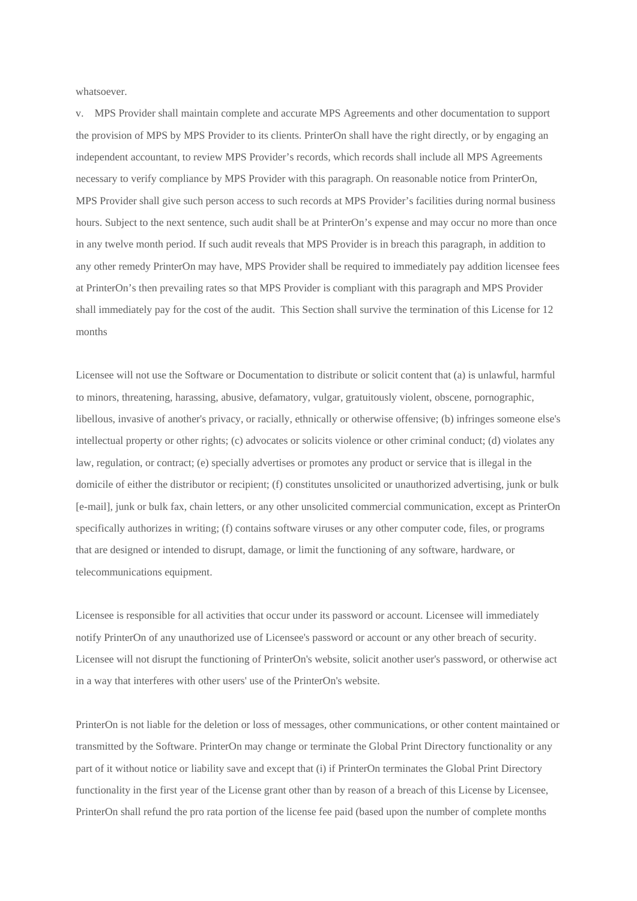whatsoever.

v. MPS Provider shall maintain complete and accurate MPS Agreements and other documentation to support the provision of MPS by MPS Provider to its clients. PrinterOn shall have the right directly, or by engaging an independent accountant, to review MPS Provider's records, which records shall include all MPS Agreements necessary to verify compliance by MPS Provider with this paragraph. On reasonable notice from PrinterOn, MPS Provider shall give such person access to such records at MPS Provider's facilities during normal business hours. Subject to the next sentence, such audit shall be at PrinterOn's expense and may occur no more than once in any twelve month period. If such audit reveals that MPS Provider is in breach this paragraph, in addition to any other remedy PrinterOn may have, MPS Provider shall be required to immediately pay addition licensee fees at PrinterOn's then prevailing rates so that MPS Provider is compliant with this paragraph and MPS Provider shall immediately pay for the cost of the audit. This Section shall survive the termination of this License for 12 months

Licensee will not use the Software or Documentation to distribute or solicit content that (a) is unlawful, harmful to minors, threatening, harassing, abusive, defamatory, vulgar, gratuitously violent, obscene, pornographic, libellous, invasive of another's privacy, or racially, ethnically or otherwise offensive; (b) infringes someone else's intellectual property or other rights; (c) advocates or solicits violence or other criminal conduct; (d) violates any law, regulation, or contract; (e) specially advertises or promotes any product or service that is illegal in the domicile of either the distributor or recipient; (f) constitutes unsolicited or unauthorized advertising, junk or bulk [e-mail], junk or bulk fax, chain letters, or any other unsolicited commercial communication, except as PrinterOn specifically authorizes in writing; (f) contains software viruses or any other computer code, files, or programs that are designed or intended to disrupt, damage, or limit the functioning of any software, hardware, or telecommunications equipment.

Licensee is responsible for all activities that occur under its password or account. Licensee will immediately notify PrinterOn of any unauthorized use of Licensee's password or account or any other breach of security. Licensee will not disrupt the functioning of PrinterOn's website, solicit another user's password, or otherwise act in a way that interferes with other users' use of the PrinterOn's website.

PrinterOn is not liable for the deletion or loss of messages, other communications, or other content maintained or transmitted by the Software. PrinterOn may change or terminate the Global Print Directory functionality or any part of it without notice or liability save and except that (i) if PrinterOn terminates the Global Print Directory functionality in the first year of the License grant other than by reason of a breach of this License by Licensee, PrinterOn shall refund the pro rata portion of the license fee paid (based upon the number of complete months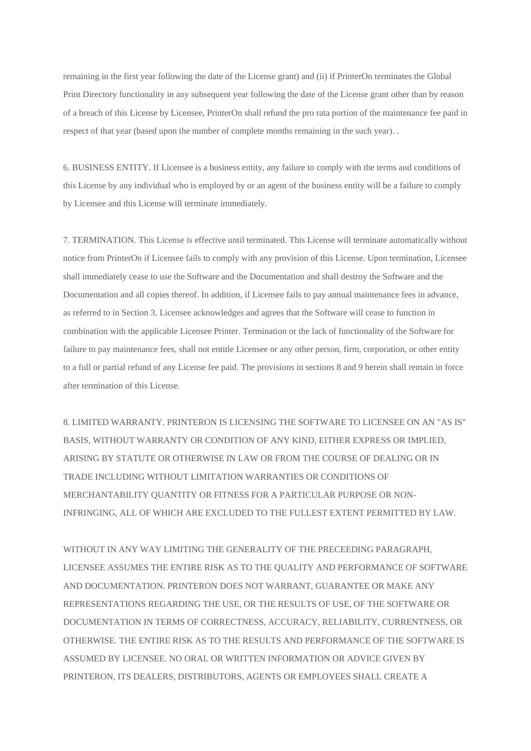remaining in the first year following the date of the License grant) and (ii) if PrinterOn terminates the Global Print Directory functionality in any subsequent year following the date of the License grant other than by reason of a breach of this License by Licensee, PrinterOn shall refund the pro rata portion of the maintenance fee paid in respect of that year (based upon the number of complete months remaining in the such year). .

6. BUSINESS ENTITY. If Licensee is a business entity, any failure to comply with the terms and conditions of this License by any individual who is employed by or an agent of the business entity will be a failure to comply by Licensee and this License will terminate immediately.

7. TERMINATION. This License is effective until terminated. This License will terminate automatically without notice from PrinterOn if Licensee fails to comply with any provision of this License. Upon termination, Licensee shall immediately cease to use the Software and the Documentation and shall destroy the Software and the Documentation and all copies thereof. In addition, if Licensee fails to pay annual maintenance fees in advance, as referred to in Section 3, Licensee acknowledges and agrees that the Software will cease to function in combination with the applicable Licensee Printer. Termination or the lack of functionality of the Software for failure to pay maintenance fees, shall not entitle Licensee or any other person, firm, corporation, or other entity to a full or partial refund of any License fee paid. The provisions in sections 8 and 9 herein shall remain in force after termination of this License.

8. LIMITED WARRANTY. PRINTERON IS LICENSING THE SOFTWARE TO LICENSEE ON AN "AS IS" BASIS, WITHOUT WARRANTY OR CONDITION OF ANY KIND, EITHER EXPRESS OR IMPLIED, ARISING BY STATUTE OR OTHERWISE IN LAW OR FROM THE COURSE OF DEALING OR IN TRADE INCLUDING WITHOUT LIMITATION WARRANTIES OR CONDITIONS OF MERCHANTABILITY QUANTITY OR FITNESS FOR A PARTICULAR PURPOSE OR NON-INFRINGING, ALL OF WHICH ARE EXCLUDED TO THE FULLEST EXTENT PERMITTED BY LAW.

WITHOUT IN ANY WAY LIMITING THE GENERALITY OF THE PRECEEDING PARAGRAPH, LICENSEE ASSUMES THE ENTIRE RISK AS TO THE QUALITY AND PERFORMANCE OF SOFTWARE AND DOCUMENTATION. PRINTERON DOES NOT WARRANT, GUARANTEE OR MAKE ANY REPRESENTATIONS REGARDING THE USE, OR THE RESULTS OF USE, OF THE SOFTWARE OR DOCUMENTATION IN TERMS OF CORRECTNESS, ACCURACY, RELIABILITY, CURRENTNESS, OR OTHERWISE. THE ENTIRE RISK AS TO THE RESULTS AND PERFORMANCE OF THE SOFTWARE IS ASSUMED BY LICENSEE. NO ORAL OR WRITTEN INFORMATION OR ADVICE GIVEN BY PRINTERON, ITS DEALERS, DISTRIBUTORS, AGENTS OR EMPLOYEES SHALL CREATE A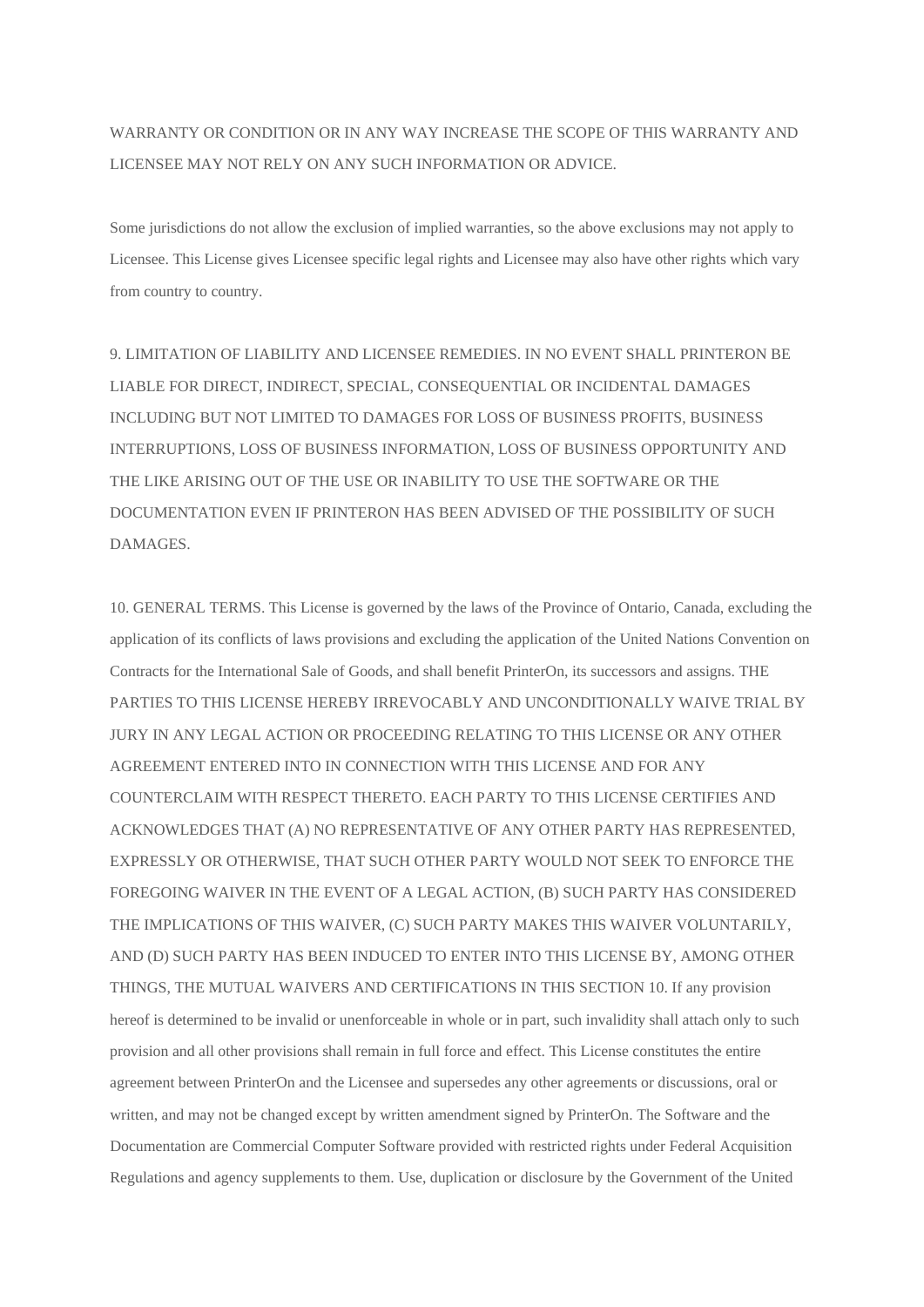WARRANTY OR CONDITION OR IN ANY WAY INCREASE THE SCOPE OF THIS WARRANTY AND LICENSEE MAY NOT RELY ON ANY SUCH INFORMATION OR ADVICE.

Some jurisdictions do not allow the exclusion of implied warranties, so the above exclusions may not apply to Licensee. This License gives Licensee specific legal rights and Licensee may also have other rights which vary from country to country.

9. LIMITATION OF LIABILITY AND LICENSEE REMEDIES. IN NO EVENT SHALL PRINTERON BE LIABLE FOR DIRECT, INDIRECT, SPECIAL, CONSEQUENTIAL OR INCIDENTAL DAMAGES INCLUDING BUT NOT LIMITED TO DAMAGES FOR LOSS OF BUSINESS PROFITS, BUSINESS INTERRUPTIONS, LOSS OF BUSINESS INFORMATION, LOSS OF BUSINESS OPPORTUNITY AND THE LIKE ARISING OUT OF THE USE OR INABILITY TO USE THE SOFTWARE OR THE DOCUMENTATION EVEN IF PRINTERON HAS BEEN ADVISED OF THE POSSIBILITY OF SUCH DAMAGES.

10. GENERAL TERMS. This License is governed by the laws of the Province of Ontario, Canada, excluding the application of its conflicts of laws provisions and excluding the application of the United Nations Convention on Contracts for the International Sale of Goods, and shall benefit PrinterOn, its successors and assigns. THE PARTIES TO THIS LICENSE HEREBY IRREVOCABLY AND UNCONDITIONALLY WAIVE TRIAL BY JURY IN ANY LEGAL ACTION OR PROCEEDING RELATING TO THIS LICENSE OR ANY OTHER AGREEMENT ENTERED INTO IN CONNECTION WITH THIS LICENSE AND FOR ANY COUNTERCLAIM WITH RESPECT THERETO. EACH PARTY TO THIS LICENSE CERTIFIES AND ACKNOWLEDGES THAT (A) NO REPRESENTATIVE OF ANY OTHER PARTY HAS REPRESENTED, EXPRESSLY OR OTHERWISE, THAT SUCH OTHER PARTY WOULD NOT SEEK TO ENFORCE THE FOREGOING WAIVER IN THE EVENT OF A LEGAL ACTION, (B) SUCH PARTY HAS CONSIDERED THE IMPLICATIONS OF THIS WAIVER, (C) SUCH PARTY MAKES THIS WAIVER VOLUNTARILY, AND (D) SUCH PARTY HAS BEEN INDUCED TO ENTER INTO THIS LICENSE BY, AMONG OTHER THINGS, THE MUTUAL WAIVERS AND CERTIFICATIONS IN THIS SECTION 10. If any provision hereof is determined to be invalid or unenforceable in whole or in part, such invalidity shall attach only to such provision and all other provisions shall remain in full force and effect. This License constitutes the entire agreement between PrinterOn and the Licensee and supersedes any other agreements or discussions, oral or written, and may not be changed except by written amendment signed by PrinterOn. The Software and the Documentation are Commercial Computer Software provided with restricted rights under Federal Acquisition Regulations and agency supplements to them. Use, duplication or disclosure by the Government of the United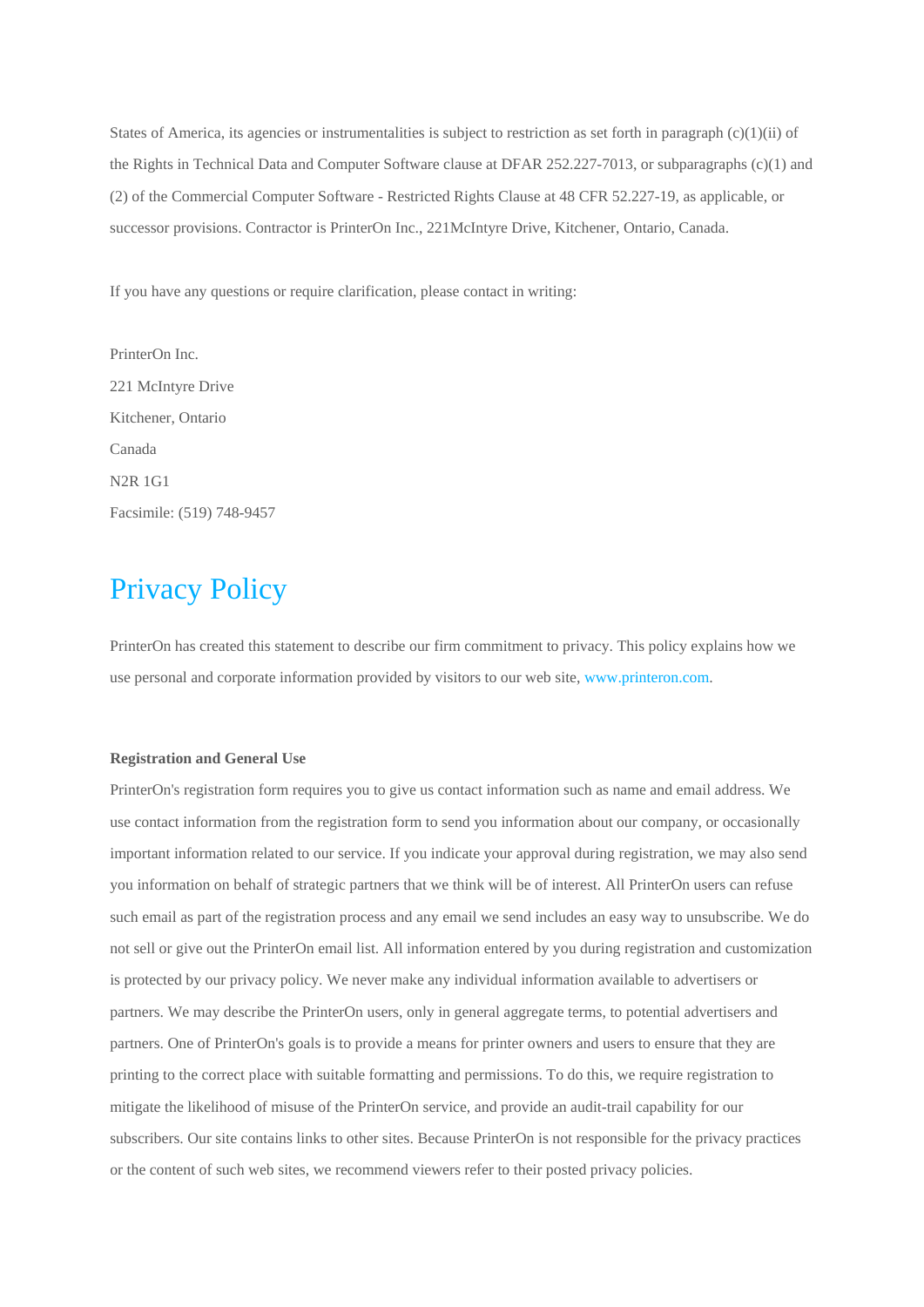States of America, its agencies or instrumentalities is subject to restriction as set forth in paragraph (c)(1)(ii) of the Rights in Technical Data and Computer Software clause at DFAR 252.227-7013, or subparagraphs (c)(1) and (2) of the Commercial Computer Software - Restricted Rights Clause at 48 CFR 52.227-19, as applicable, or successor provisions. Contractor is PrinterOn Inc., 221McIntyre Drive, Kitchener, Ontario, Canada.

If you have any questions or require clarification, please contact in writing:

PrinterOn Inc.
221 McIntyre Drive
Kitchener, Ontario
Canada
N2R 1G1
Facsimile: (519) 748-9457

# Privacy Policy

PrinterOn has created this statement to describe our firm commitment to privacy. This policy explains how we use personal and corporate information provided by visitors to our web site, www.printeron.com.

**Registration and General Use**

PrinterOn's registration form requires you to give us contact information such as name and email address. We use contact information from the registration form to send you information about our company, or occasionally important information related to our service. If you indicate your approval during registration, we may also send you information on behalf of strategic partners that we think will be of interest. All PrinterOn users can refuse such email as part of the registration process and any email we send includes an easy way to unsubscribe. We do not sell or give out the PrinterOn email list. All information entered by you during registration and customization is protected by our privacy policy. We never make any individual information available to advertisers or partners. We may describe the PrinterOn users, only in general aggregate terms, to potential advertisers and partners. One of PrinterOn's goals is to provide a means for printer owners and users to ensure that they are printing to the correct place with suitable formatting and permissions. To do this, we require registration to mitigate the likelihood of misuse of the PrinterOn service, and provide an audit-trail capability for our subscribers. Our site contains links to other sites. Because PrinterOn is not responsible for the privacy practices or the content of such web sites, we recommend viewers refer to their posted privacy policies.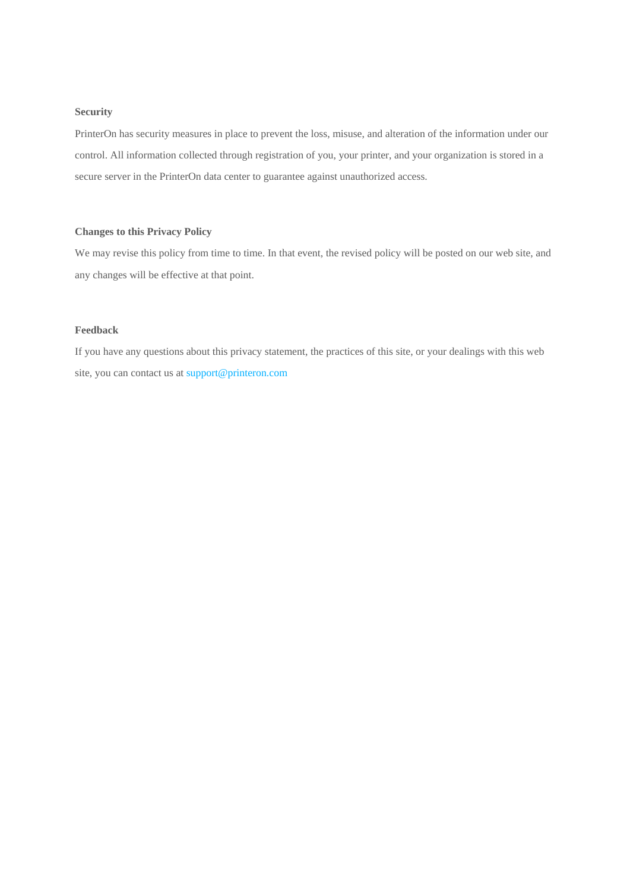**Security**

PrinterOn has security measures in place to prevent the loss, misuse, and alteration of the information under our control. All information collected through registration of you, your printer, and your organization is stored in a secure server in the PrinterOn data center to guarantee against unauthorized access.

**Changes to this Privacy Policy**

We may revise this policy from time to time. In that event, the revised policy will be posted on our web site, and any changes will be effective at that point.

**Feedback**

If you have any questions about this privacy statement, the practices of this site, or your dealings with this web site, you can contact us at support@printeron.com